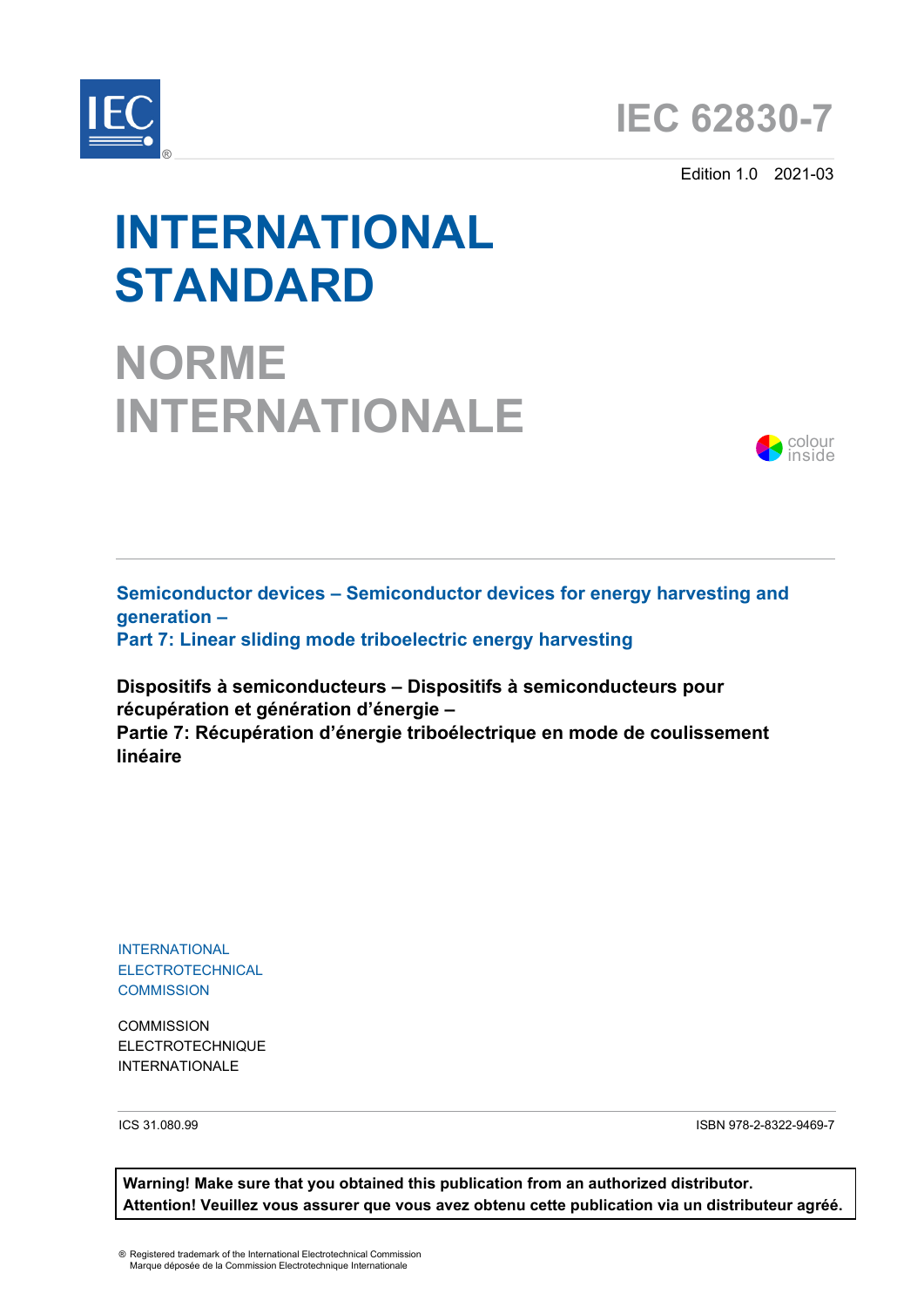IEC 62830-7

Edition 1.0 2021-03

# INTERNATIONAL STANDARD

# NORME INTERNATIONALE

colour inside

**Semiconductor devices – Semiconductor devices for energy harvesting and generation –**
**Part 7: Linear sliding mode triboelectric energy harvesting**

**Dispositifs à semiconducteurs – Dispositifs à semiconducteurs pour récupération et génération d'énergie –**
**Partie 7: Récupération d'énergie triboélectrique en mode de coulissement linéaire**

INTERNATIONAL ELECTROTECHNICAL COMMISSION

COMMISSION ELECTROTECHNIQUE INTERNATIONALE

ICS 31.080.99

ISBN 978-2-8322-9469-7

**Warning! Make sure that you obtained this publication from an authorized distributor.**
**Attention! Veuillez vous assurer que vous avez obtenu cette publication via un distributeur agréé.**

® Registered trademark of the International Electrotechnical Commission
Marque déposée de la Commission Electrotechnique Internationale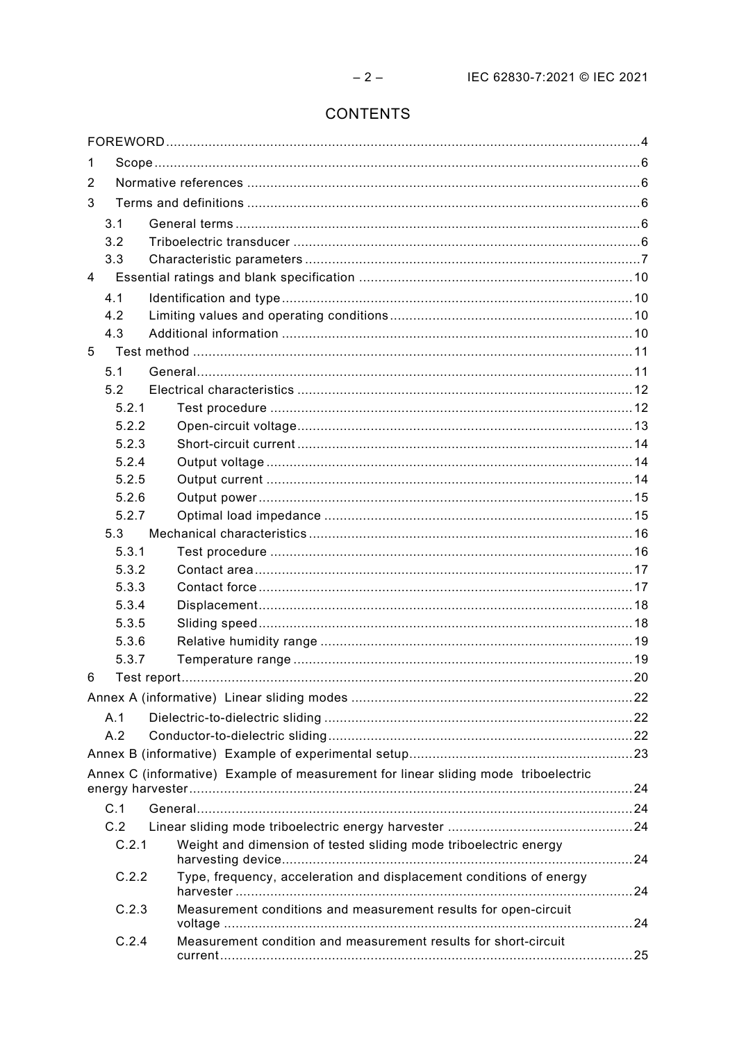# CONTENTS

FOREWORD .......... 4

1 Scope .......... 6

2 Normative references .......... 6

3 Terms and definitions .......... 6

- 3.1 General terms .......... 6
- 3.2 Triboelectric transducer .......... 6
- 3.3 Characteristic parameters .......... 7

4 Essential ratings and blank specification .......... 10

- 4.1 Identification and type .......... 10
- 4.2 Limiting values and operating conditions .......... 10
- 4.3 Additional information .......... 10

5 Test method .......... 11

- 5.1 General .......... 11
- 5.2 Electrical characteristics .......... 12
  - 5.2.1 Test procedure .......... 12
  - 5.2.2 Open-circuit voltage .......... 13
  - 5.2.3 Short-circuit current .......... 14
  - 5.2.4 Output voltage .......... 14
  - 5.2.5 Output current .......... 14
  - 5.2.6 Output power .......... 15
  - 5.2.7 Optimal load impedance .......... 15
- 5.3 Mechanical characteristics .......... 16
  - 5.3.1 Test procedure .......... 16
  - 5.3.2 Contact area .......... 17
  - 5.3.3 Contact force .......... 17
  - 5.3.4 Displacement .......... 18
  - 5.3.5 Sliding speed .......... 18
  - 5.3.6 Relative humidity range .......... 19
  - 5.3.7 Temperature range .......... 19

6 Test report .......... 20

Annex A (informative) Linear sliding modes .......... 22

- A.1 Dielectric-to-dielectric sliding .......... 22
- A.2 Conductor-to-dielectric sliding .......... 22

Annex B (informative) Example of experimental setup .......... 23

Annex C (informative) Example of measurement for linear sliding mode triboelectric energy harvester .......... 24

- C.1 General .......... 24
- C.2 Linear sliding mode triboelectric energy harvester .......... 24
  - C.2.1 Weight and dimension of tested sliding mode triboelectric energy harvesting device .......... 24
  - C.2.2 Type, frequency, acceleration and displacement conditions of energy harvester .......... 24
  - C.2.3 Measurement conditions and measurement results for open-circuit voltage .......... 24
  - C.2.4 Measurement condition and measurement results for short-circuit current .......... 25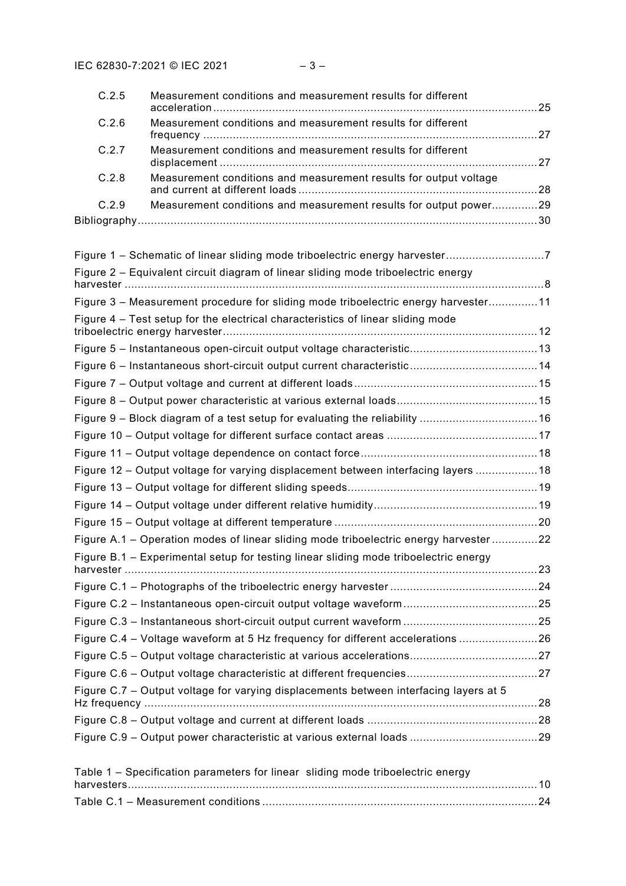C.2.5 Measurement conditions and measurement results for different acceleration .......... 25
C.2.6 Measurement conditions and measurement results for different frequency .......... 27
C.2.7 Measurement conditions and measurement results for different displacement .......... 27
C.2.8 Measurement conditions and measurement results for output voltage and current at different loads .......... 28
C.2.9 Measurement conditions and measurement results for output power .......... 29
Bibliography .......... 30

Figure 1 – Schematic of linear sliding mode triboelectric energy harvester .......... 7
Figure 2 – Equivalent circuit diagram of linear sliding mode triboelectric energy harvester .......... 8
Figure 3 – Measurement procedure for sliding mode triboelectric energy harvester .......... 11
Figure 4 – Test setup for the electrical characteristics of linear sliding mode triboelectric energy harvester .......... 12
Figure 5 – Instantaneous open-circuit output voltage characteristic .......... 13
Figure 6 – Instantaneous short-circuit output current characteristic .......... 14
Figure 7 – Output voltage and current at different loads .......... 15
Figure 8 – Output power characteristic at various external loads .......... 15
Figure 9 – Block diagram of a test setup for evaluating the reliability .......... 16
Figure 10 – Output voltage for different surface contact areas .......... 17
Figure 11 – Output voltage dependence on contact force .......... 18
Figure 12 – Output voltage for varying displacement between interfacing layers .......... 18
Figure 13 – Output voltage for different sliding speeds .......... 19
Figure 14 – Output voltage under different relative humidity .......... 19
Figure 15 – Output voltage at different temperature .......... 20
Figure A.1 – Operation modes of linear sliding mode triboelectric energy harvester .......... 22
Figure B.1 – Experimental setup for testing linear sliding mode triboelectric energy harvester .......... 23
Figure C.1 – Photographs of the triboelectric energy harvester .......... 24
Figure C.2 – Instantaneous open-circuit output voltage waveform .......... 25
Figure C.3 – Instantaneous short-circuit output current waveform .......... 25
Figure C.4 – Voltage waveform at 5 Hz frequency for different accelerations .......... 26
Figure C.5 – Output voltage characteristic at various accelerations .......... 27
Figure C.6 – Output voltage characteristic at different frequencies .......... 27
Figure C.7 – Output voltage for varying displacements between interfacing layers at 5 Hz frequency .......... 28
Figure C.8 – Output voltage and current at different loads .......... 28
Figure C.9 – Output power characteristic at various external loads .......... 29

Table 1 – Specification parameters for linear sliding mode triboelectric energy harvesters .......... 10
Table C.1 – Measurement conditions .......... 24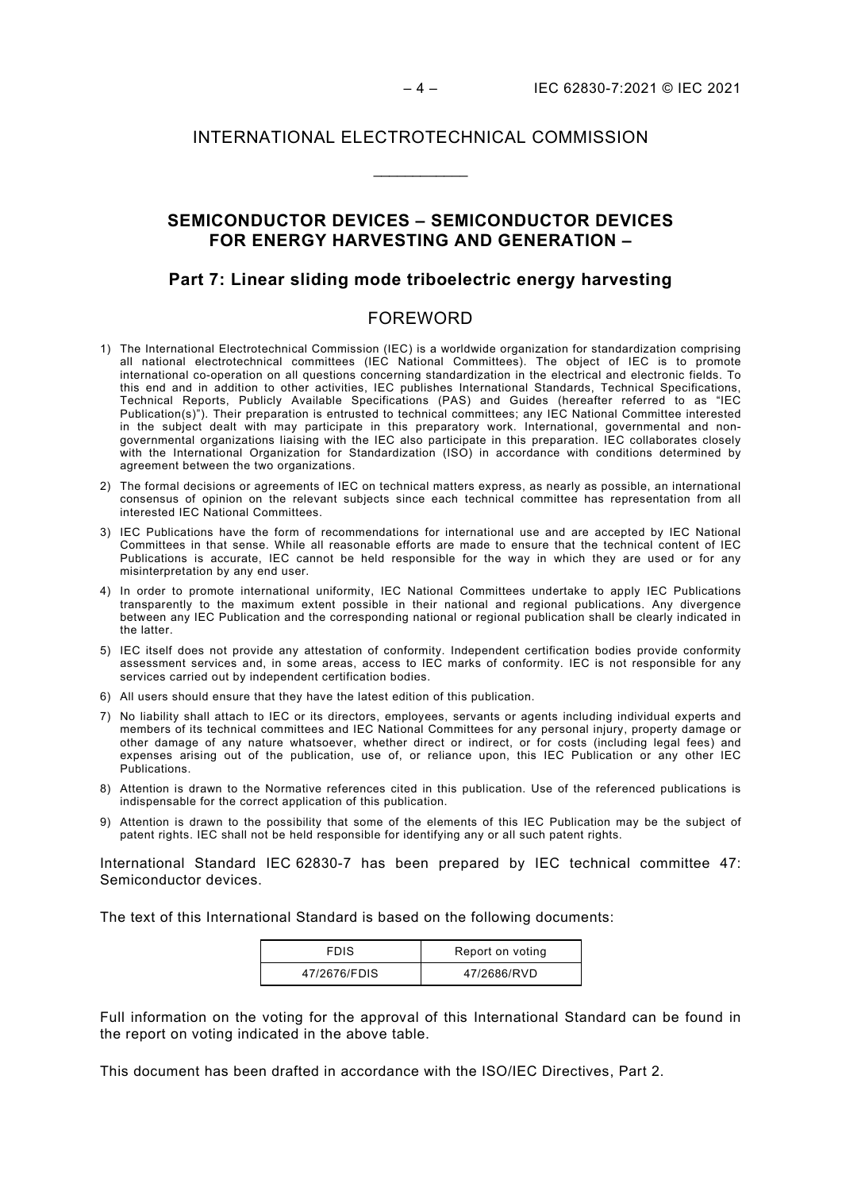# INTERNATIONAL ELECTROTECHNICAL COMMISSION

\_\_\_\_\_\_\_\_\_\_\_\_

## SEMICONDUCTOR DEVICES – SEMICONDUCTOR DEVICES FOR ENERGY HARVESTING AND GENERATION –

### Part 7: Linear sliding mode triboelectric energy harvesting

## FOREWORD

1) The International Electrotechnical Commission (IEC) is a worldwide organization for standardization comprising all national electrotechnical committees (IEC National Committees). The object of IEC is to promote international co-operation on all questions concerning standardization in the electrical and electronic fields. To this end and in addition to other activities, IEC publishes International Standards, Technical Specifications, Technical Reports, Publicly Available Specifications (PAS) and Guides (hereafter referred to as "IEC Publication(s)"). Their preparation is entrusted to technical committees; any IEC National Committee interested in the subject dealt with may participate in this preparatory work. International, governmental and non-governmental organizations liaising with the IEC also participate in this preparation. IEC collaborates closely with the International Organization for Standardization (ISO) in accordance with conditions determined by agreement between the two organizations.
2) The formal decisions or agreements of IEC on technical matters express, as nearly as possible, an international consensus of opinion on the relevant subjects since each technical committee has representation from all interested IEC National Committees.
3) IEC Publications have the form of recommendations for international use and are accepted by IEC National Committees in that sense. While all reasonable efforts are made to ensure that the technical content of IEC Publications is accurate, IEC cannot be held responsible for the way in which they are used or for any misinterpretation by any end user.
4) In order to promote international uniformity, IEC National Committees undertake to apply IEC Publications transparently to the maximum extent possible in their national and regional publications. Any divergence between any IEC Publication and the corresponding national or regional publication shall be clearly indicated in the latter.
5) IEC itself does not provide any attestation of conformity. Independent certification bodies provide conformity assessment services and, in some areas, access to IEC marks of conformity. IEC is not responsible for any services carried out by independent certification bodies.
6) All users should ensure that they have the latest edition of this publication.
7) No liability shall attach to IEC or its directors, employees, servants or agents including individual experts and members of its technical committees and IEC National Committees for any personal injury, property damage or other damage of any nature whatsoever, whether direct or indirect, or for costs (including legal fees) and expenses arising out of the publication, use of, or reliance upon, this IEC Publication or any other IEC Publications.
8) Attention is drawn to the Normative references cited in this publication. Use of the referenced publications is indispensable for the correct application of this publication.
9) Attention is drawn to the possibility that some of the elements of this IEC Publication may be the subject of patent rights. IEC shall not be held responsible for identifying any or all such patent rights.

International Standard IEC 62830-7 has been prepared by IEC technical committee 47: Semiconductor devices.

The text of this International Standard is based on the following documents:

| FDIS | Report on voting |
|---|---|
| 47/2676/FDIS | 47/2686/RVD |

Full information on the voting for the approval of this International Standard can be found in the report on voting indicated in the above table.

This document has been drafted in accordance with the ISO/IEC Directives, Part 2.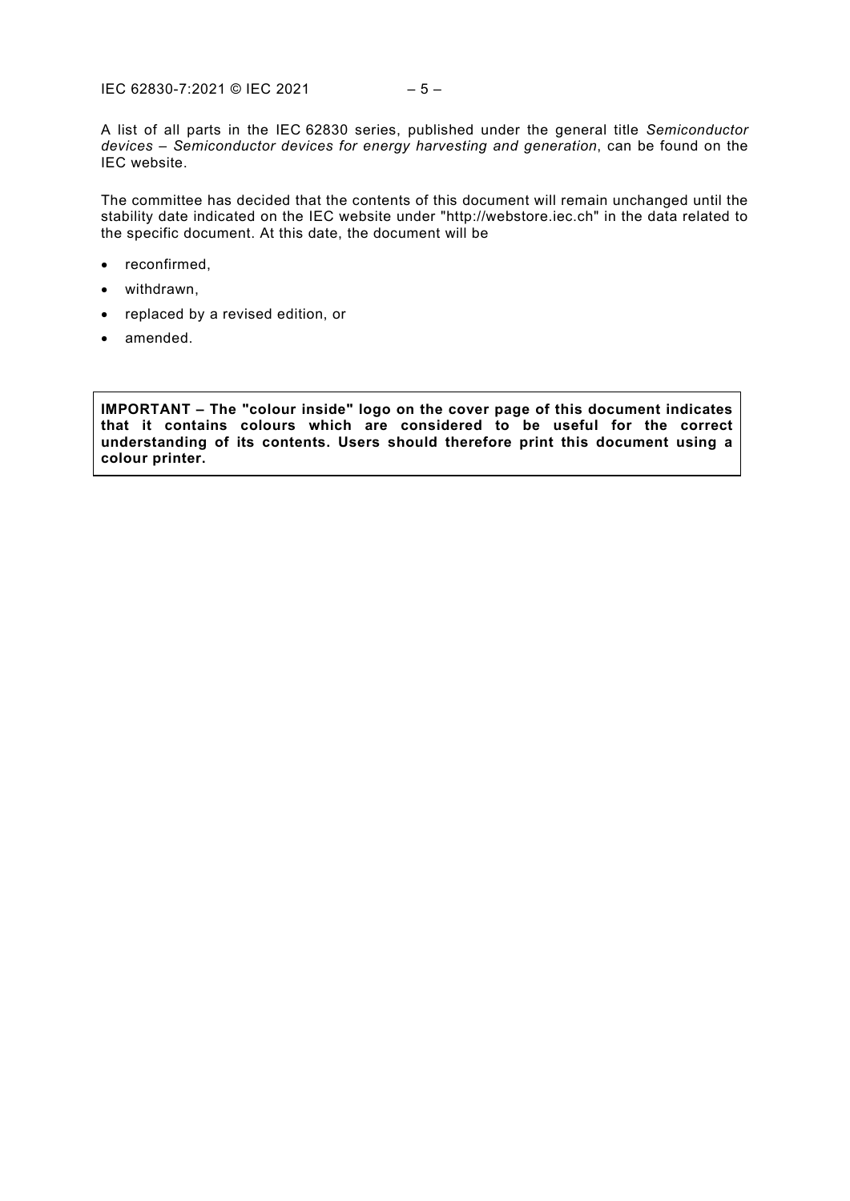A list of all parts in the IEC 62830 series, published under the general title *Semiconductor devices – Semiconductor devices for energy harvesting and generation*, can be found on the IEC website.

The committee has decided that the contents of this document will remain unchanged until the stability date indicated on the IEC website under "http://webstore.iec.ch" in the data related to the specific document. At this date, the document will be

- reconfirmed,
- withdrawn,
- replaced by a revised edition, or
- amended.

**IMPORTANT – The "colour inside" logo on the cover page of this document indicates that it contains colours which are considered to be useful for the correct understanding of its contents. Users should therefore print this document using a colour printer.**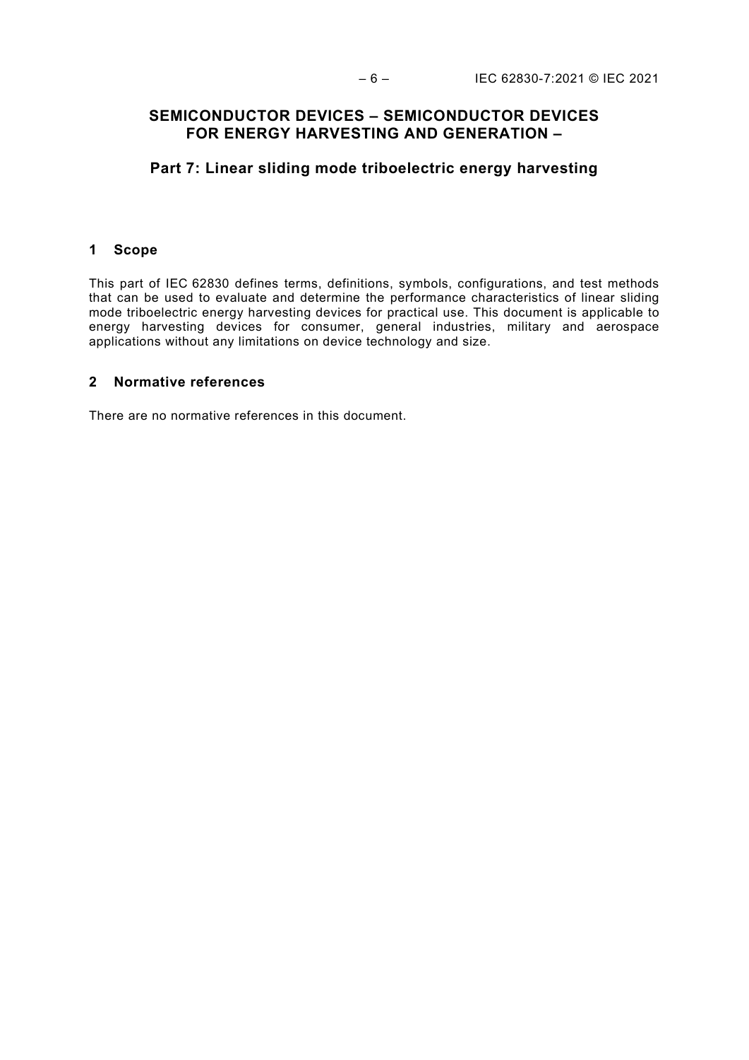# SEMICONDUCTOR DEVICES – SEMICONDUCTOR DEVICES FOR ENERGY HARVESTING AND GENERATION –

## Part 7: Linear sliding mode triboelectric energy harvesting

### 1 Scope

This part of IEC 62830 defines terms, definitions, symbols, configurations, and test methods that can be used to evaluate and determine the performance characteristics of linear sliding mode triboelectric energy harvesting devices for practical use. This document is applicable to energy harvesting devices for consumer, general industries, military and aerospace applications without any limitations on device technology and size.

### 2 Normative references

There are no normative references in this document.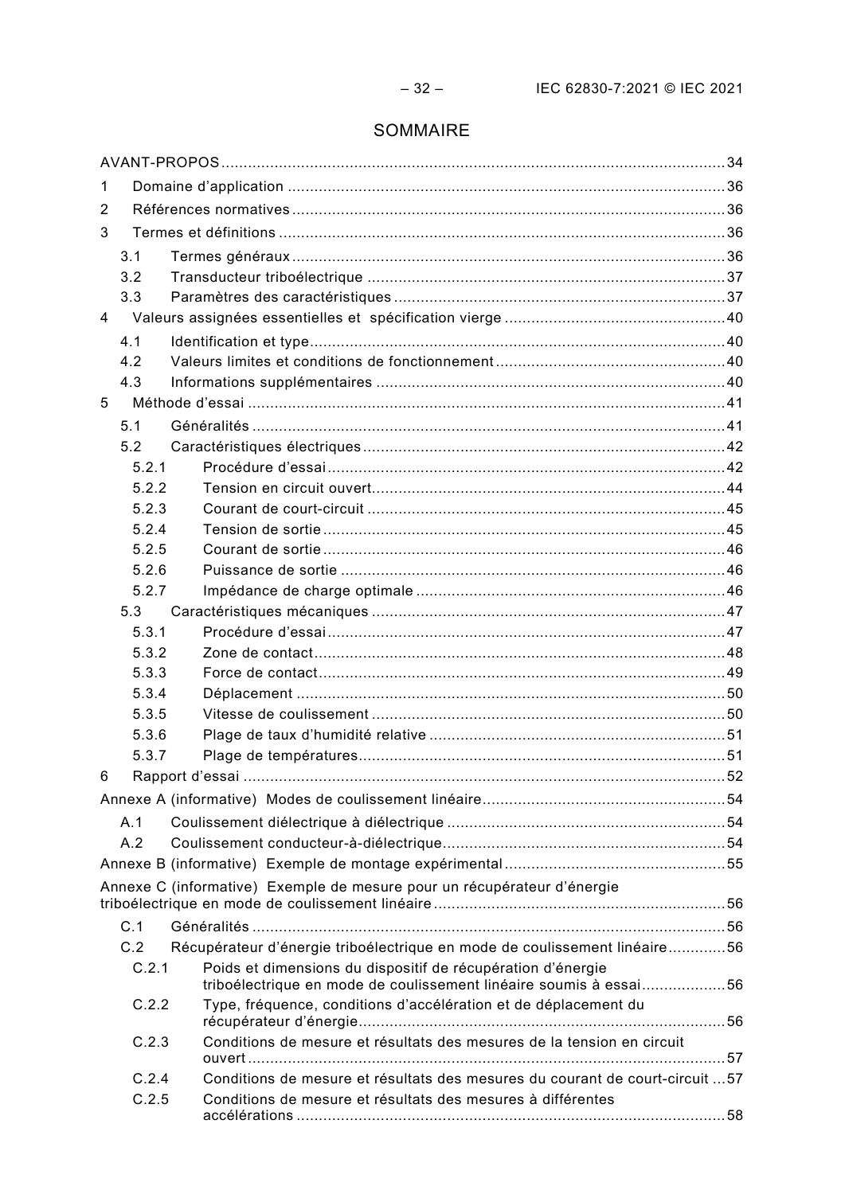# SOMMAIRE

AVANT-PROPOS .......... 34

1 Domaine d'application .......... 36

2 Références normatives .......... 36

3 Termes et définitions .......... 36

- 3.1 Termes généraux .......... 36
- 3.2 Transducteur triboélectrique .......... 37
- 3.3 Paramètres des caractéristiques .......... 37

4 Valeurs assignées essentielles et spécification vierge .......... 40

- 4.1 Identification et type .......... 40
- 4.2 Valeurs limites et conditions de fonctionnement .......... 40
- 4.3 Informations supplémentaires .......... 40

5 Méthode d'essai .......... 41

- 5.1 Généralités .......... 41
- 5.2 Caractéristiques électriques .......... 42
  - 5.2.1 Procédure d'essai .......... 42
  - 5.2.2 Tension en circuit ouvert .......... 44
  - 5.2.3 Courant de court-circuit .......... 45
  - 5.2.4 Tension de sortie .......... 45
  - 5.2.5 Courant de sortie .......... 46
  - 5.2.6 Puissance de sortie .......... 46
  - 5.2.7 Impédance de charge optimale .......... 46
- 5.3 Caractéristiques mécaniques .......... 47
  - 5.3.1 Procédure d'essai .......... 47
  - 5.3.2 Zone de contact .......... 48
  - 5.3.3 Force de contact .......... 49
  - 5.3.4 Déplacement .......... 50
  - 5.3.5 Vitesse de coulissement .......... 50
  - 5.3.6 Plage de taux d'humidité relative .......... 51
  - 5.3.7 Plage de températures .......... 51

6 Rapport d'essai .......... 52

Annexe A (informative) Modes de coulissement linéaire .......... 54

- A.1 Coulissement diélectrique à diélectrique .......... 54
- A.2 Coulissement conducteur-à-diélectrique .......... 54

Annexe B (informative) Exemple de montage expérimental .......... 55

Annexe C (informative) Exemple de mesure pour un récupérateur d'énergie triboélectrique en mode de coulissement linéaire .......... 56

- C.1 Généralités .......... 56
- C.2 Récupérateur d'énergie triboélectrique en mode de coulissement linéaire .......... 56
  - C.2.1 Poids et dimensions du dispositif de récupération d'énergie triboélectrique en mode de coulissement linéaire soumis à essai .......... 56
  - C.2.2 Type, fréquence, conditions d'accélération et de déplacement du récupérateur d'énergie .......... 56
  - C.2.3 Conditions de mesure et résultats des mesures de la tension en circuit ouvert .......... 57
  - C.2.4 Conditions de mesure et résultats des mesures du courant de court-circuit .......... 57
  - C.2.5 Conditions de mesure et résultats des mesures à différentes accélérations .......... 58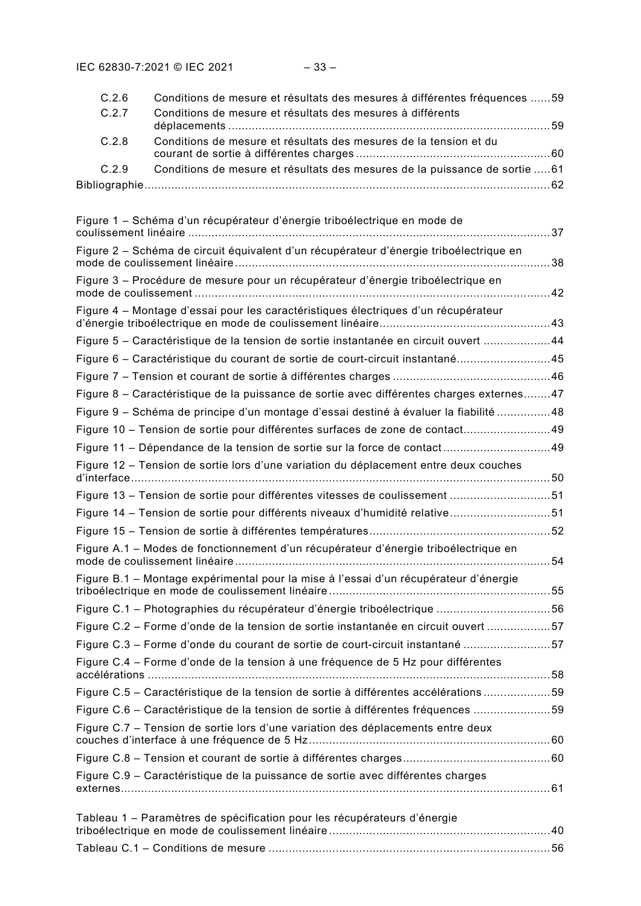C.2.6 Conditions de mesure et résultats des mesures à différentes fréquences ......59
C.2.7 Conditions de mesure et résultats des mesures à différents déplacements ...............................................................................................59
C.2.8 Conditions de mesure et résultats des mesures de la tension et du courant de sortie à différentes charges .........................................................60
C.2.9 Conditions de mesure et résultats des mesures de la puissance de sortie .....61
Bibliographie........................................................................................................................62

Figure 1 – Schéma d'un récupérateur d'énergie triboélectrique en mode de coulissement linéaire ...........................................................................................................37
Figure 2 – Schéma de circuit équivalent d'un récupérateur d'énergie triboélectrique en mode de coulissement linéaire.............................................................................................38
Figure 3 – Procédure de mesure pour un récupérateur d'énergie triboélectrique en mode de coulissement ..........................................................................................................42
Figure 4 – Montage d'essai pour les caractéristiques électriques d'un récupérateur d'énergie triboélectrique en mode de coulissement linéaire..................................................43
Figure 5 – Caractéristique de la tension de sortie instantanée en circuit ouvert ....................44
Figure 6 – Caractéristique du courant de sortie de court-circuit instantané............................45
Figure 7 – Tension et courant de sortie à différentes charges ...............................................46
Figure 8 – Caractéristique de la puissance de sortie avec différentes charges externes........47
Figure 9 – Schéma de principe d'un montage d'essai destiné à évaluer la fiabilité ................48
Figure 10 – Tension de sortie pour différentes surfaces de zone de contact..........................49
Figure 11 – Dépendance de la tension de sortie sur la force de contact ................................49
Figure 12 – Tension de sortie lors d'une variation du déplacement entre deux couches d'interface.............................................................................................................................50
Figure 13 – Tension de sortie pour différentes vitesses de coulissement ..............................51
Figure 14 – Tension de sortie pour différents niveaux d'humidité relative..............................51
Figure 15 – Tension de sortie à différentes températures.....................................................52
Figure A.1 – Modes de fonctionnement d'un récupérateur d'énergie triboélectrique en mode de coulissement linéaire.............................................................................................54
Figure B.1 – Montage expérimental pour la mise à l'essai d'un récupérateur d'énergie triboélectrique en mode de coulissement linéaire.................................................................55
Figure C.1 – Photographies du récupérateur d'énergie triboélectrique ..................................56
Figure C.2 – Forme d'onde de la tension de sortie instantanée en circuit ouvert ...................57
Figure C.3 – Forme d'onde du courant de sortie de court-circuit instantané ..........................57
Figure C.4 – Forme d'onde de la tension à une fréquence de 5 Hz pour différentes accélérations .......................................................................................................................58
Figure C.5 – Caractéristique de la tension de sortie à différentes accélérations ....................59
Figure C.6 – Caractéristique de la tension de sortie à différentes fréquences .......................59
Figure C.7 – Tension de sortie lors d'une variation des déplacements entre deux couches d'interface à une fréquence de 5 Hz........................................................................60
Figure C.8 – Tension et courant de sortie à différentes charges............................................60
Figure C.9 – Caractéristique de la puissance de sortie avec différentes charges externes...............................................................................................................................61

Tableau 1 – Paramètres de spécification pour les récupérateurs d'énergie triboélectrique en mode de coulissement linéaire.................................................................40
Tableau C.1 – Conditions de mesure ...................................................................................56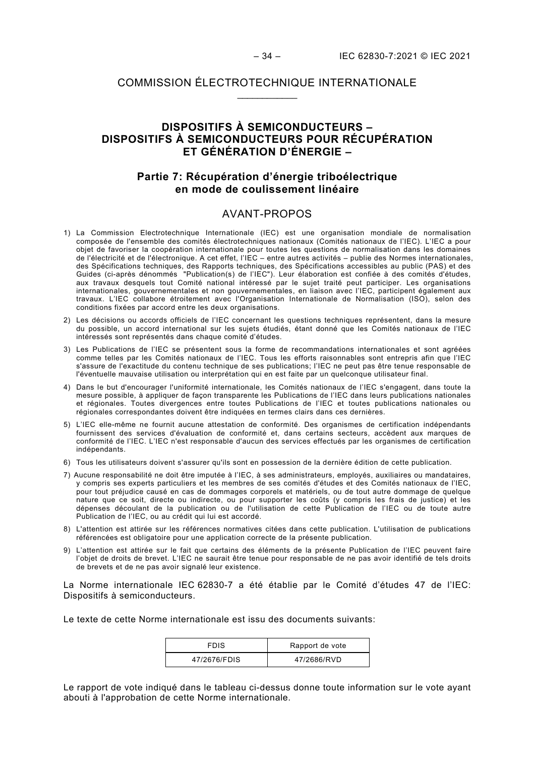# COMMISSION ÉLECTROTECHNIQUE INTERNATIONALE

____________

## DISPOSITIFS À SEMICONDUCTEURS – DISPOSITIFS À SEMICONDUCTEURS POUR RÉCUPÉRATION ET GÉNÉRATION D'ÉNERGIE –

### Partie 7: Récupération d'énergie triboélectrique en mode de coulissement linéaire

## AVANT-PROPOS

1) La Commission Electrotechnique Internationale (IEC) est une organisation mondiale de normalisation composée de l'ensemble des comités électrotechniques nationaux (Comités nationaux de l'IEC). L'IEC a pour objet de favoriser la coopération internationale pour toutes les questions de normalisation dans les domaines de l'électricité et de l'électronique. A cet effet, l'IEC – entre autres activités – publie des Normes internationales, des Spécifications techniques, des Rapports techniques, des Spécifications accessibles au public (PAS) et des Guides (ci-après dénommés "Publication(s) de l'IEC"). Leur élaboration est confiée à des comités d'études, aux travaux desquels tout Comité national intéressé par le sujet traité peut participer. Les organisations internationales, gouvernementales et non gouvernementales, en liaison avec l'IEC, participent également aux travaux. L'IEC collabore étroitement avec l'Organisation Internationale de Normalisation (ISO), selon des conditions fixées par accord entre les deux organisations.

2) Les décisions ou accords officiels de l'IEC concernant les questions techniques représentent, dans la mesure du possible, un accord international sur les sujets étudiés, étant donné que les Comités nationaux de l'IEC intéressés sont représentés dans chaque comité d'études.

3) Les Publications de l'IEC se présentent sous la forme de recommandations internationales et sont agréées comme telles par les Comités nationaux de l'IEC. Tous les efforts raisonnables sont entrepris afin que l'IEC s'assure de l'exactitude du contenu technique de ses publications; l'IEC ne peut pas être tenue responsable de l'éventuelle mauvaise utilisation ou interprétation qui en est faite par un quelconque utilisateur final.

4) Dans le but d'encourager l'uniformité internationale, les Comités nationaux de l'IEC s'engagent, dans toute la mesure possible, à appliquer de façon transparente les Publications de l'IEC dans leurs publications nationales et régionales. Toutes divergences entre toutes Publications de l'IEC et toutes publications nationales ou régionales correspondantes doivent être indiquées en termes clairs dans ces dernières.

5) L'IEC elle-même ne fournit aucune attestation de conformité. Des organismes de certification indépendants fournissent des services d'évaluation de conformité et, dans certains secteurs, accèdent aux marques de conformité de l'IEC. L'IEC n'est responsable d'aucun des services effectués par les organismes de certification indépendants.

6) Tous les utilisateurs doivent s'assurer qu'ils sont en possession de la dernière édition de cette publication.

7) Aucune responsabilité ne doit être imputée à l'IEC, à ses administrateurs, employés, auxiliaires ou mandataires, y compris ses experts particuliers et les membres de ses comités d'études et des Comités nationaux de l'IEC, pour tout préjudice causé en cas de dommages corporels et matériels, ou de tout autre dommage de quelque nature que ce soit, directe ou indirecte, ou pour supporter les coûts (y compris les frais de justice) et les dépenses découlant de la publication ou de l'utilisation de cette Publication de l'IEC ou de toute autre Publication de l'IEC, ou au crédit qui lui est accordé.

8) L'attention est attirée sur les références normatives citées dans cette publication. L'utilisation de publications référencées est obligatoire pour une application correcte de la présente publication.

9) L'attention est attirée sur le fait que certains des éléments de la présente Publication de l'IEC peuvent faire l'objet de droits de brevet. L'IEC ne saurait être tenue pour responsable de ne pas avoir identifié de tels droits de brevets et de ne pas avoir signalé leur existence.

La Norme internationale IEC 62830-7 a été établie par le Comité d'études 47 de l'IEC: Dispositifs à semiconducteurs.

Le texte de cette Norme internationale est issu des documents suivants:

| FDIS | Rapport de vote |
|---|---|
| 47/2676/FDIS | 47/2686/RVD |

Le rapport de vote indiqué dans le tableau ci-dessus donne toute information sur le vote ayant abouti à l'approbation de cette Norme internationale.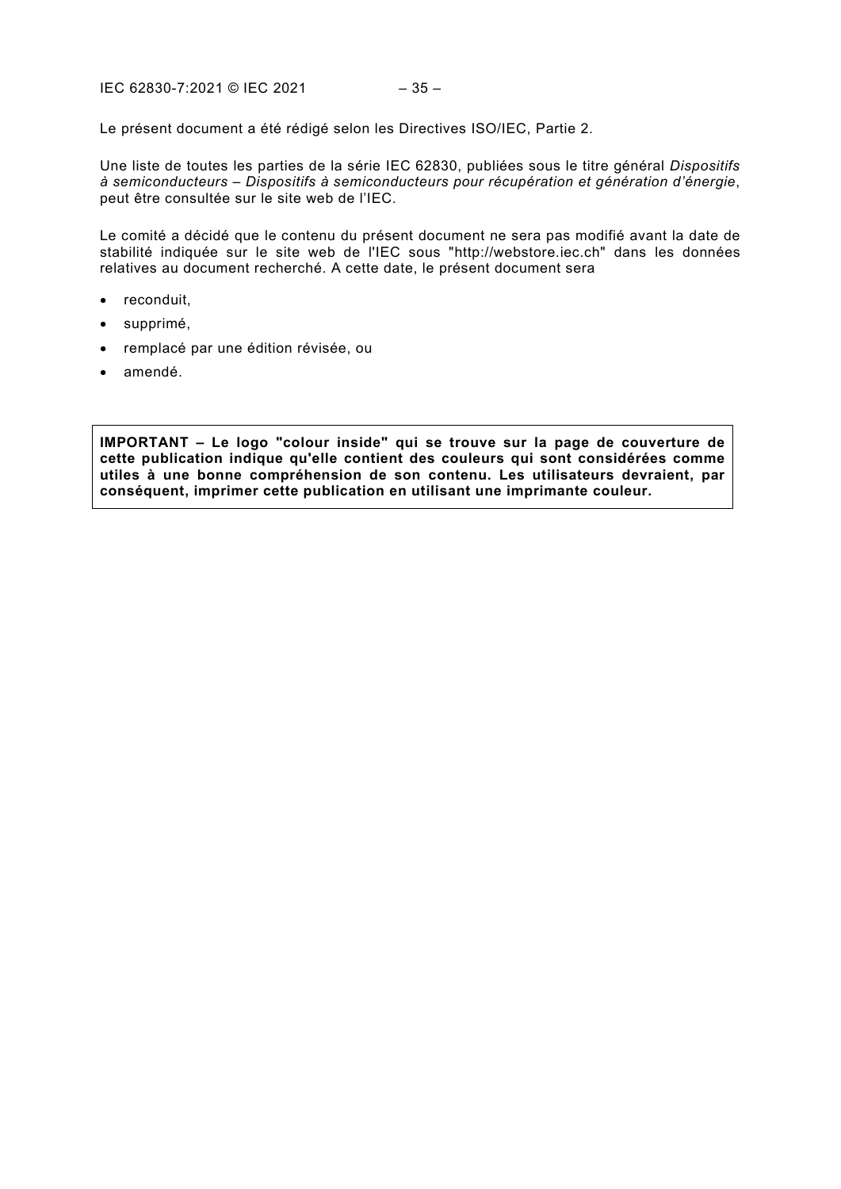Le présent document a été rédigé selon les Directives ISO/IEC, Partie 2.

Une liste de toutes les parties de la série IEC 62830, publiées sous le titre général *Dispositifs à semiconducteurs – Dispositifs à semiconducteurs pour récupération et génération d'énergie*, peut être consultée sur le site web de l'IEC.

Le comité a décidé que le contenu du présent document ne sera pas modifié avant la date de stabilité indiquée sur le site web de l'IEC sous "http://webstore.iec.ch" dans les données relatives au document recherché. A cette date, le présent document sera

- reconduit,
- supprimé,
- remplacé par une édition révisée, ou
- amendé.

**IMPORTANT – Le logo "colour inside" qui se trouve sur la page de couverture de cette publication indique qu'elle contient des couleurs qui sont considérées comme utiles à une bonne compréhension de son contenu. Les utilisateurs devraient, par conséquent, imprimer cette publication en utilisant une imprimante couleur.**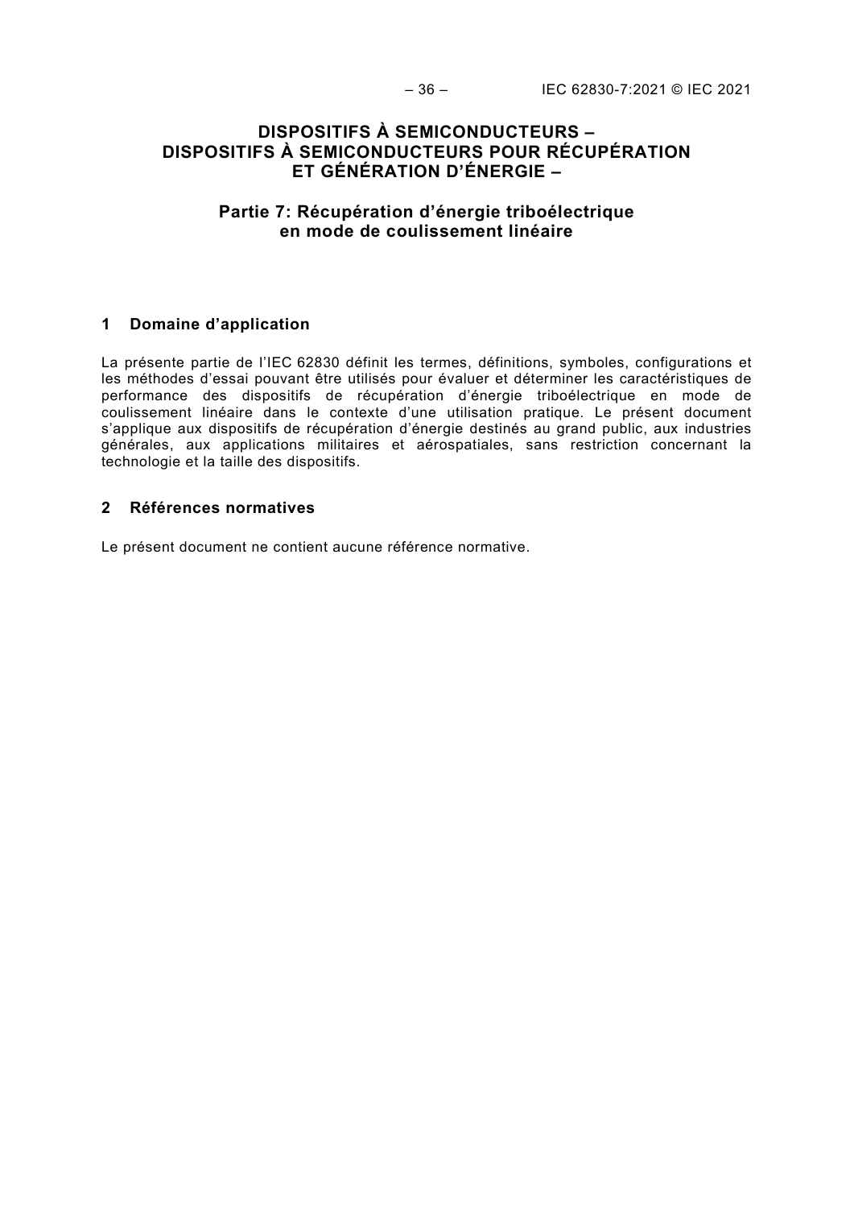# DISPOSITIFS À SEMICONDUCTEURS – DISPOSITIFS À SEMICONDUCTEURS POUR RÉCUPÉRATION ET GÉNÉRATION D'ÉNERGIE –

## Partie 7: Récupération d'énergie triboélectrique en mode de coulissement linéaire

## 1 Domaine d'application

La présente partie de l'IEC 62830 définit les termes, définitions, symboles, configurations et les méthodes d'essai pouvant être utilisés pour évaluer et déterminer les caractéristiques de performance des dispositifs de récupération d'énergie triboélectrique en mode de coulissement linéaire dans le contexte d'une utilisation pratique. Le présent document s'applique aux dispositifs de récupération d'énergie destinés au grand public, aux industries générales, aux applications militaires et aérospatiales, sans restriction concernant la technologie et la taille des dispositifs.

## 2 Références normatives

Le présent document ne contient aucune référence normative.